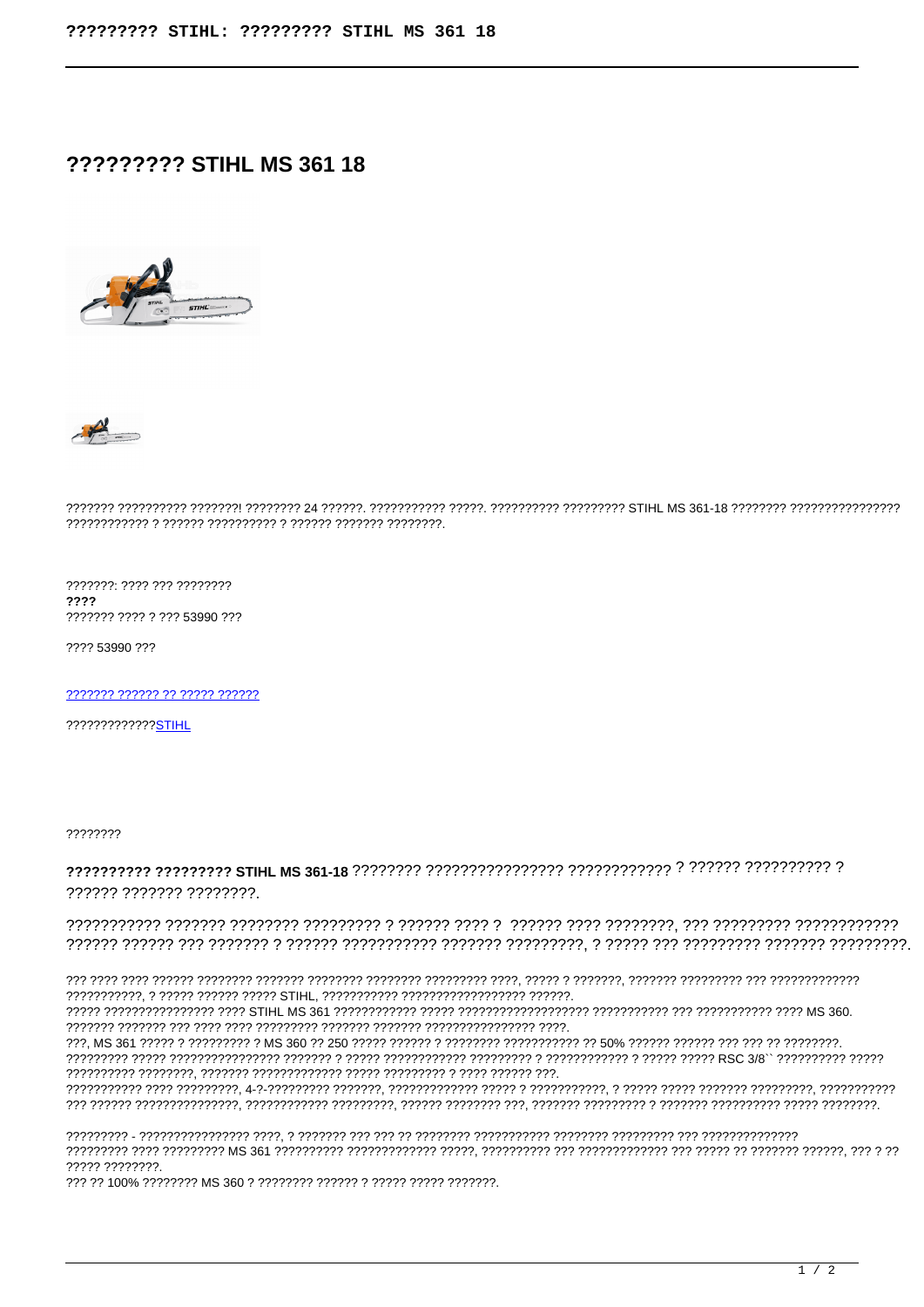# ????????? STIHL MS 361 18

??????? ?????????? ???????! ???????? 24 ??????. ??????????? ?????. ?????????? ????????? STIHL MS 361-18 ???????? ???????????????? ???????????? ? ?????? ?????????? ? ?????? ??????? ????????.

???????: ???? ??? ????????
**????**
??????? ???? ? ??? 53990 ???

???? 53990 ???

??????? ?????? ?? ????? ??????

?????????????STIHL

????????

**?????????? ????????? STIHL MS 361-18** ???????? ???????????????? ???????????? ? ?????? ?????????? ? ?????? ??????? ????????.

??????????? ??????? ???????? ????????? ? ?????? ???? ? ?????? ???? ????????, ??? ????????? ???????????? ?????? ?????? ??? ??????? ? ?????? ??????????? ??????? ?????????, ? ????? ??? ????????? ??????? ?????????.

??? ???? ???? ?????? ???????? ??????? ???????? ???????? ????????? ????, ????? ? ???????, ??????? ????????? ??? ????????????? ???????????, ? ????? ?????? ????? STIHL, ?????????? ????????????????? ??????.
????? ???????????????? ???? STIHL MS 361 ???????????? ????? ?????????????????? ??????????? ??? ??????????? ???? MS 360.
??????? ??????? ??? ???? ???? ????????? ??????? ??????? ???????????????? ????.
???, MS 361 ????? ? ????????? ? MS 360 ?? 250 ????? ?????? ? ???????? ??????????? ?? 50% ?????? ?????? ??? ??? ?? ????????.
????????? ????? ???????????????? ??????? ? ????? ???????????? ????????? ? ???????????? ? ????? ????? RSC 3/8`` ?????????? ????? ?????????? ????????, ??????? ????????????? ????? ????????? ? ???? ?????? ???.
??????????? ???? ?????????, 4-?-????????? ???????, ????????????? ????? ? ???????????, ? ????? ????? ??????? ?????????, ??????????? ??? ?????? ????????????????, ???????????? ?????????, ?????? ???????? ???, ??????? ????????? ? ??????? ?????????? ????? ????????.

????????? - ???????????????? ????, ? ??????? ??? ??? ?? ???????? ??????????? ???????? ????????? ??? ??????????????
????????? ???? ????????? MS 361 ?????????? ????????????? ?????, ?????????? ??? ????????????? ??? ????? ?? ??????? ??????, ??? ? ?? ????? ????????.
??? ?? 100% ???????? MS 360 ? ???????? ?????? ? ????? ????? ???????.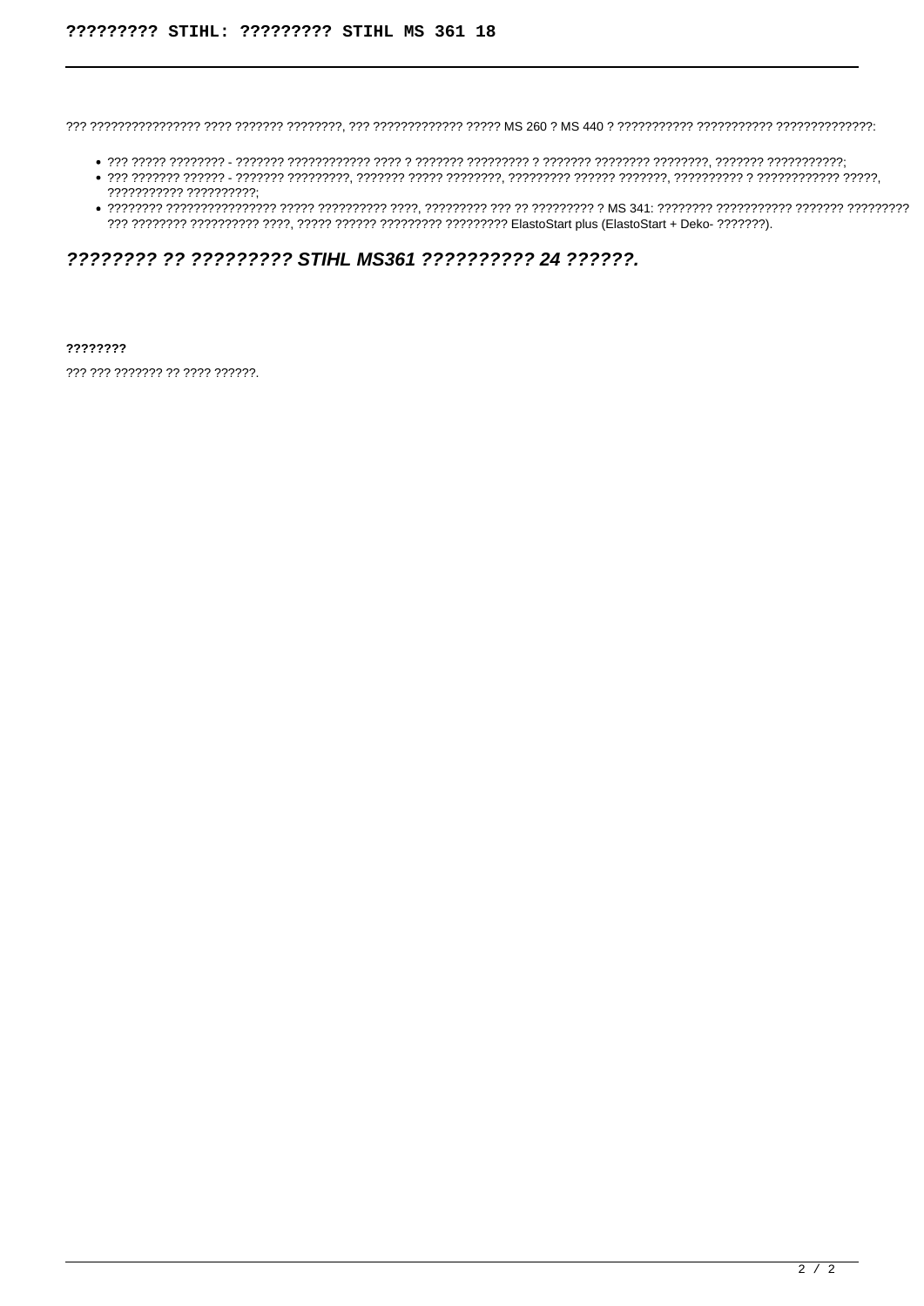??? ???????????????? ???? ??????? ????????, ??? ????????????? ????? MS 260 ? MS 440 ? ??????????? ??????????? ??????????????:

- ??? ????? ???????? - ??????? ???????????? ???? ? ??????? ????????? ? ??????? ???????? ????????, ??????? ???????????;
- ??? ??????? ?????? - ??????? ?????????, ??????? ????? ????????, ????????? ?????? ???????, ?????????? ? ???????????? ?????, ??????????? ??????????;
- ???????? ???????????????? ????? ?????????? ????, ????????? ??? ?? ????????? ? MS 341: ???????? ??????????? ??????? ????????? ??? ???????? ?????????? ????, ????? ?????? ????????? ????????? ElastoStart plus (ElastoStart + Deko- ???????).

## ???????? ?? ????????? STIHL MS361 ?????????? 24 ??????.

**????????**

??? ??? ??????? ?? ???? ??????.